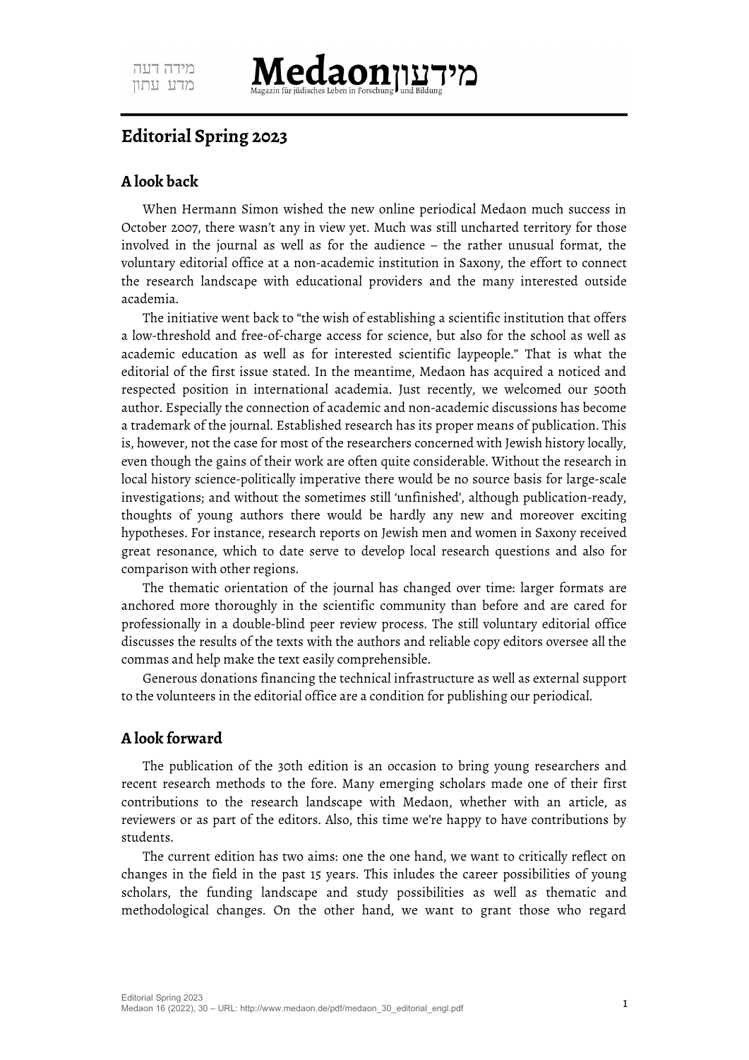# Editorial Spring 2023

## A look back

When Hermann Simon wished the new online periodical Medaon much success in October 2007, there wasn't any in view yet. Much was still uncharted territory for those involved in the journal as well as for the audience – the rather unusual format, the voluntary editorial office at a non-academic institution in Saxony, the effort to connect the research landscape with educational providers and the many interested outside academia.

The initiative went back to "the wish of establishing a scientific institution that offers a low-threshold and free-of-charge access for science, but also for the school as well as academic education as well as for interested scientific laypeople." That is what the editorial of the first issue stated. In the meantime, Medaon has acquired a noticed and respected position in international academia. Just recently, we welcomed our 500th author. Especially the connection of academic and non-academic discussions has become a trademark of the journal. Established research has its proper means of publication. This is, however, not the case for most of the researchers concerned with Jewish history locally, even though the gains of their work are often quite considerable. Without the research in local history science-politically imperative there would be no source basis for large-scale investigations; and without the sometimes still 'unfinished', although publication-ready, thoughts of young authors there would be hardly any new and moreover exciting hypotheses. For instance, research reports on Jewish men and women in Saxony received great resonance, which to date serve to develop local research questions and also for comparison with other regions.

The thematic orientation of the journal has changed over time: larger formats are anchored more thoroughly in the scientific community than before and are cared for professionally in a double-blind peer review process. The still voluntary editorial office discusses the results of the texts with the authors and reliable copy editors oversee all the commas and help make the text easily comprehensible.

Generous donations financing the technical infrastructure as well as external support to the volunteers in the editorial office are a condition for publishing our periodical.

## A look forward

The publication of the 30th edition is an occasion to bring young researchers and recent research methods to the fore. Many emerging scholars made one of their first contributions to the research landscape with Medaon, whether with an article, as reviewers or as part of the editors. Also, this time we're happy to have contributions by students.

The current edition has two aims: one the one hand, we want to critically reflect on changes in the field in the past 15 years. This inludes the career possibilities of young scholars, the funding landscape and study possibilities as well as thematic and methodological changes. On the other hand, we want to grant those who regard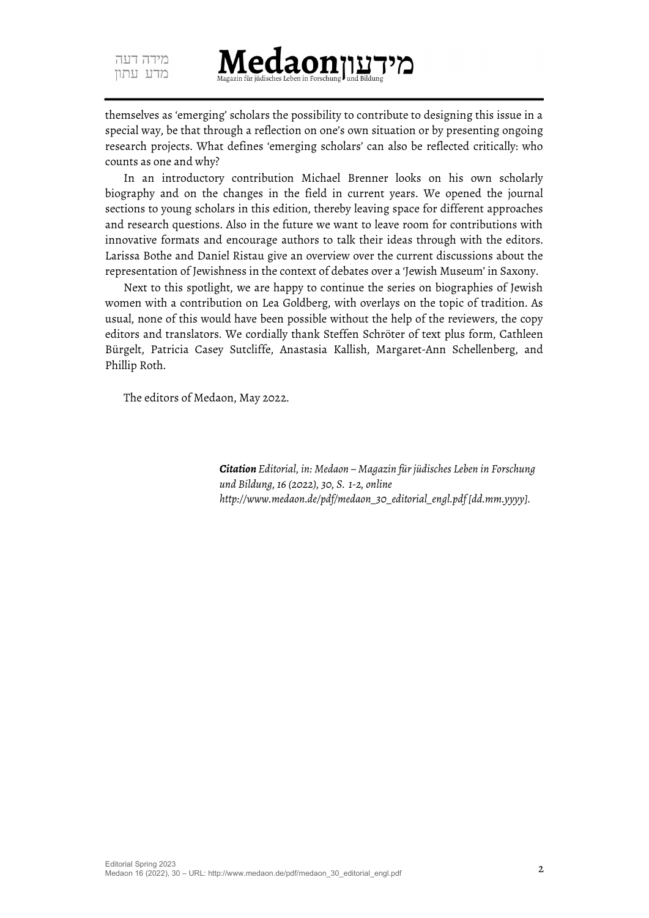themselves as 'emerging' scholars the possibility to contribute to designing this issue in a special way, be that through a reflection on one's own situation or by presenting ongoing research projects. What defines 'emerging scholars' can also be reflected critically: who counts as one and why?

In an introductory contribution Michael Brenner looks on his own scholarly biography and on the changes in the field in current years. We opened the journal sections to young scholars in this edition, thereby leaving space for different approaches and research questions. Also in the future we want to leave room for contributions with innovative formats and encourage authors to talk their ideas through with the editors. Larissa Bothe and Daniel Ristau give an overview over the current discussions about the representation of Jewishness in the context of debates over a 'Jewish Museum' in Saxony.

Next to this spotlight, we are happy to continue the series on biographies of Jewish women with a contribution on Lea Goldberg, with overlays on the topic of tradition. As usual, none of this would have been possible without the help of the reviewers, the copy editors and translators. We cordially thank Steffen Schröter of text plus form, Cathleen Bürgelt, Patricia Casey Sutcliffe, Anastasia Kallish, Margaret-Ann Schellenberg, and Phillip Roth.

The editors of Medaon, May 2022.

***Citation*** *Editorial, in: Medaon – Magazin für jüdisches Leben in Forschung und Bildung, 16 (2022), 30, S. 1-2, online http://www.medaon.de/pdf/medaon_30_editorial_engl.pdf [dd.mm.yyyy].*